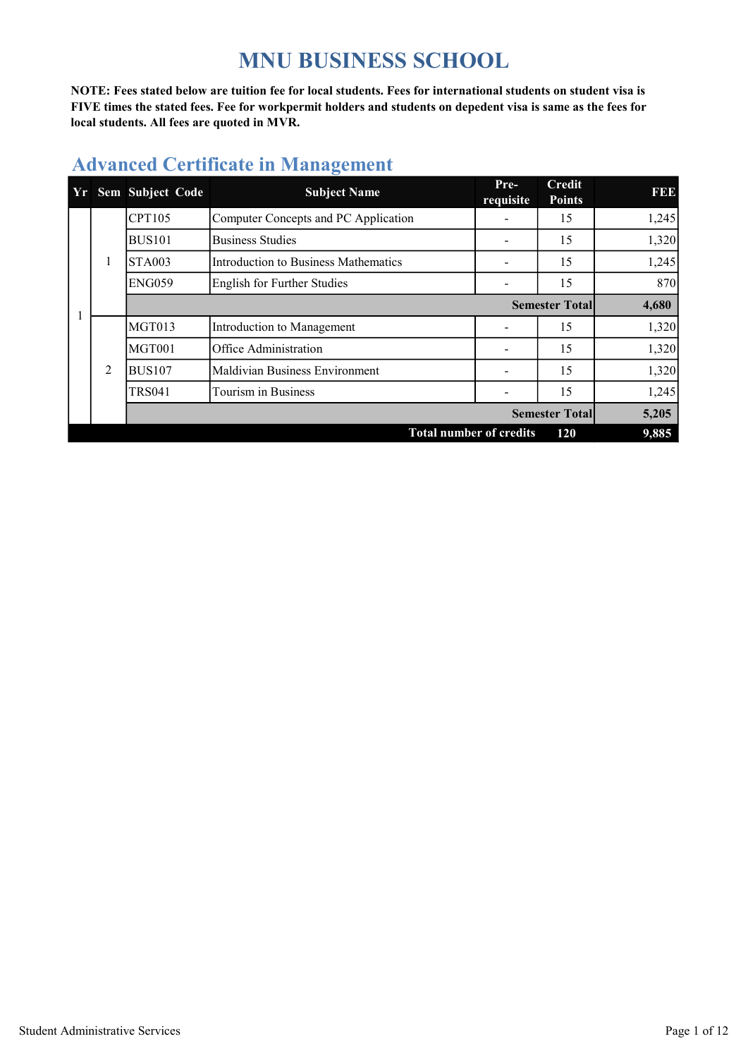# MNU BUSINESS SCHOOL

**NOTE: Fees stated below are tuition fee for local students. Fees for international students on student visa is FIVE times the stated fees. Fee for workpermit holders and students on depedent visa is same as the fees for local students. All fees are quoted in MVR.**

## Advanced Certificate in Management

| Yr | Sem | Subject Code | Subject Name | Pre-requisite | Credit Points | FEE |
|---|---|---|---|---|---|---|
| 1 | 1 | CPT105 | Computer Concepts and PC Application | - | 15 | 1,245 |
| | | BUS101 | Business Studies | - | 15 | 1,320 |
| | | STA003 | Introduction to Business Mathematics | - | 15 | 1,245 |
| | | ENG059 | English for Further Studies | - | 15 | 870 |
| | | | | | **Semester Total** | **4,680** |
| | 2 | MGT013 | Introduction to Management | - | 15 | 1,320 |
| | | MGT001 | Office Administration | - | 15 | 1,320 |
| | | BUS107 | Maldivian Business Environment | - | 15 | 1,320 |
| | | TRS041 | Tourism in Business | - | 15 | 1,245 |
| | | | | | **Semester Total** | **5,205** |
| | | | | **Total number of credits** | **120** | **9,885** |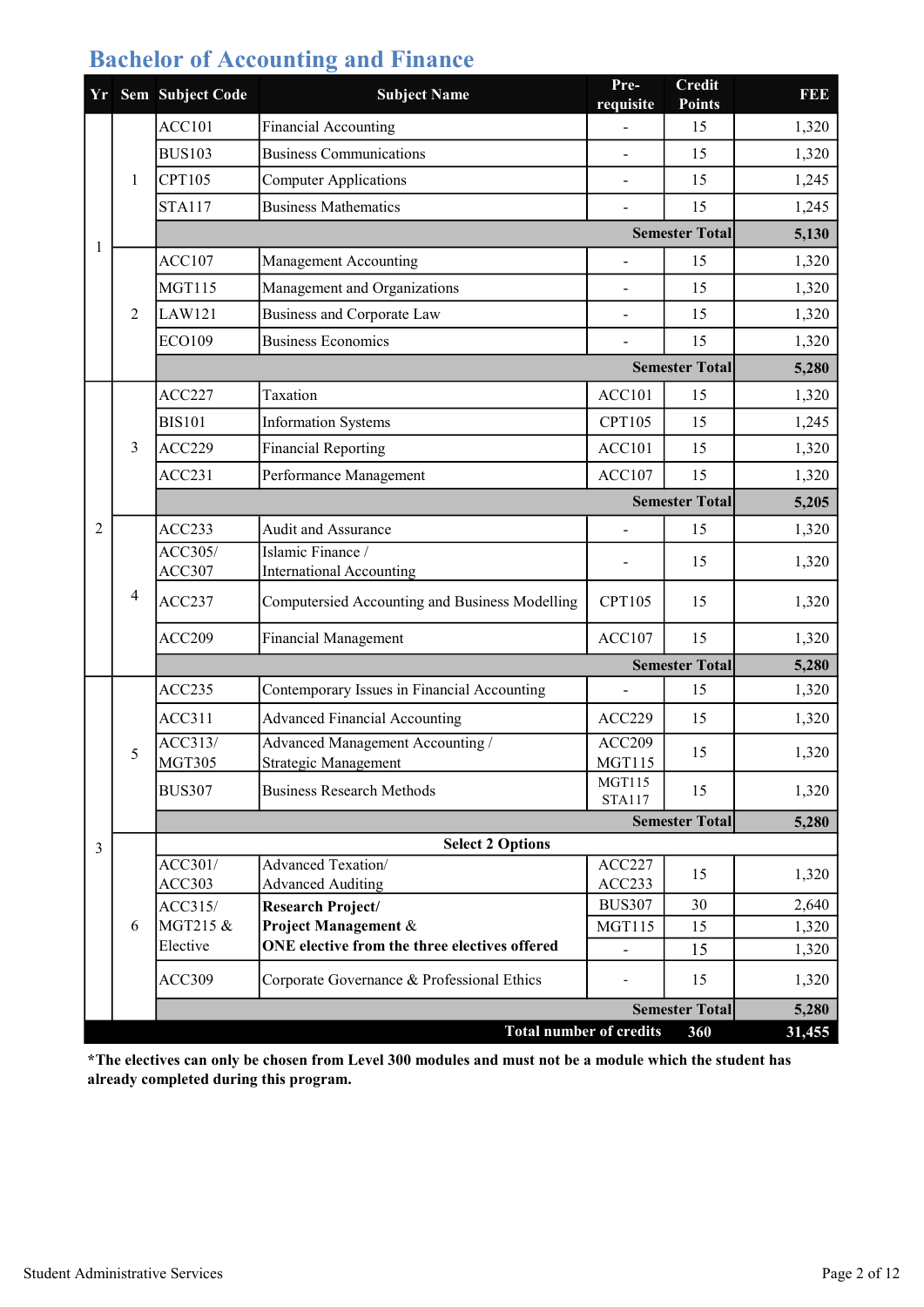# Bachelor of Accounting and Finance

| Yr | Sem | Subject Code | Subject Name | Pre-requisite | Credit Points | FEE |
|---|---|---|---|---|---|---|
| 1 | 1 | ACC101 | Financial Accounting | - | 15 | 1,320 |
| | | BUS103 | Business Communications | - | 15 | 1,320 |
| | | CPT105 | Computer Applications | - | 15 | 1,245 |
| | | STA117 | Business Mathematics | - | 15 | 1,245 |
| | | | | | **Semester Total** | **5,130** |
| | 2 | ACC107 | Management Accounting | - | 15 | 1,320 |
| | | MGT115 | Management and Organizations | - | 15 | 1,320 |
| | | LAW121 | Business and Corporate Law | - | 15 | 1,320 |
| | | ECO109 | Business Economics | - | 15 | 1,320 |
| | | | | | **Semester Total** | **5,280** |
| 2 | 3 | ACC227 | Taxation | ACC101 | 15 | 1,320 |
| | | BIS101 | Information Systems | CPT105 | 15 | 1,245 |
| | | ACC229 | Financial Reporting | ACC101 | 15 | 1,320 |
| | | ACC231 | Performance Management | ACC107 | 15 | 1,320 |
| | | | | | **Semester Total** | **5,205** |
| | 4 | ACC233 | Audit and Assurance | - | 15 | 1,320 |
| | | ACC305/ ACC307 | Islamic Finance / International Accounting | - | 15 | 1,320 |
| | | ACC237 | Computersied Accounting and Business Modelling | CPT105 | 15 | 1,320 |
| | | ACC209 | Financial Management | ACC107 | 15 | 1,320 |
| | | | | | **Semester Total** | **5,280** |
| 3 | 5 | ACC235 | Contemporary Issues in Financial Accounting | - | 15 | 1,320 |
| | | ACC311 | Advanced Financial Accounting | ACC229 | 15 | 1,320 |
| | | ACC313/ MGT305 | Advanced Management Accounting / Strategic Management | ACC209 MGT115 | 15 | 1,320 |
| | | BUS307 | Business Research Methods | MGT115 STA117 | 15 | 1,320 |
| | | | | | **Semester Total** | **5,280** |
| | 6 | | **Select 2 Options** | | | |
| | | ACC301/ ACC303 | Advanced Texation/ Advanced Auditing | ACC227 ACC233 | 15 | 1,320 |
| | | ACC315/ | **Research Project/** | BUS307 | 30 | 2,640 |
| | | MGT215 & | **Project Management &** | MGT115 | 15 | 1,320 |
| | | Elective | **ONE elective from the three electives offered** | - | 15 | 1,320 |
| | | ACC309 | Corporate Governance & Professional Ethics | - | 15 | 1,320 |
| | | | | | **Semester Total** | **5,280** |
| | | | | **Total number of credits** | **360** | **31,455** |

**\*The electives can only be chosen from Level 300 modules and must not be a module which the student has already completed during this program.**

Student Administrative Services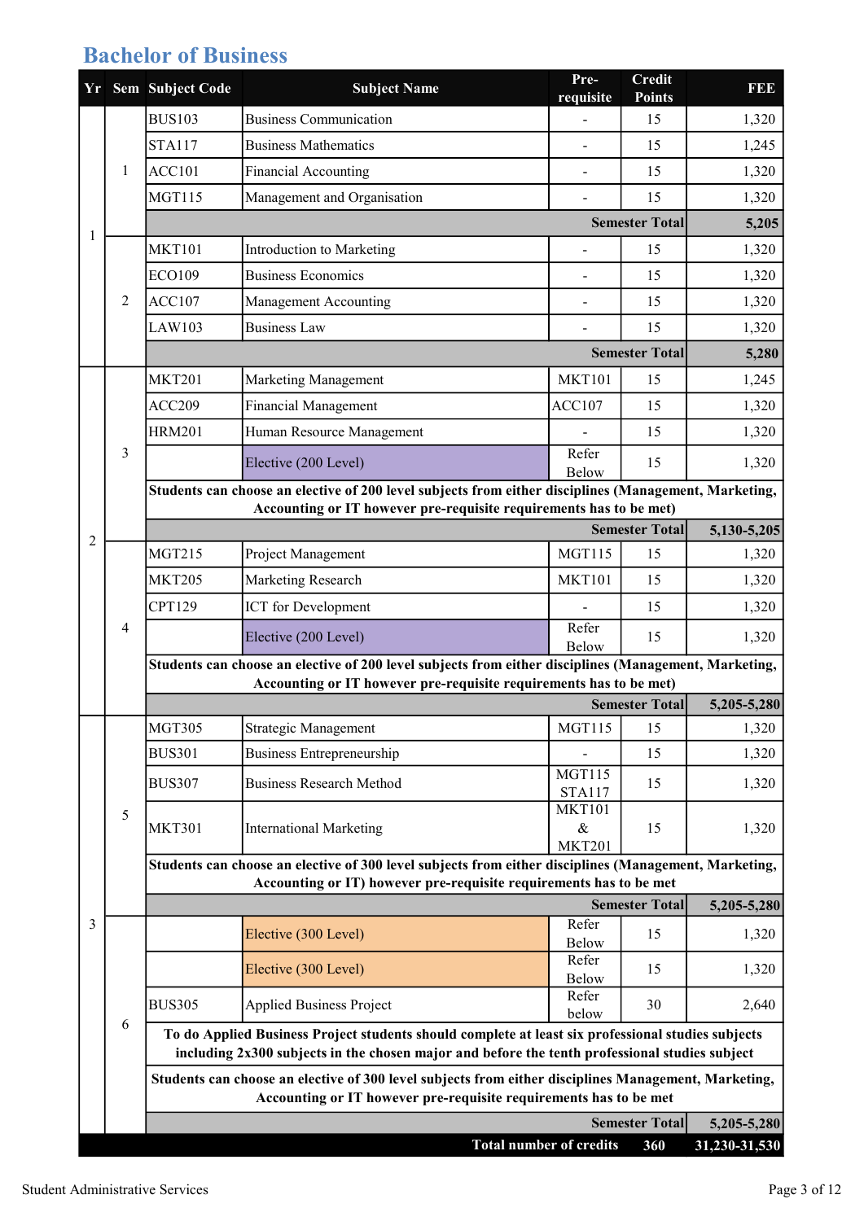# Bachelor of Business

| Yr | Sem | Subject Code | Subject Name | Pre-requisite | Credit Points | FEE |
|---|---|---|---|---|---|---|
| 1 | 1 | BUS103 | Business Communication | - | 15 | 1,320 |
| | | STA117 | Business Mathematics | - | 15 | 1,245 |
| | | ACC101 | Financial Accounting | - | 15 | 1,320 |
| | | MGT115 | Management and Organisation | - | 15 | 1,320 |
| | | | | | **Semester Total** | **5,205** |
| | 2 | MKT101 | Introduction to Marketing | - | 15 | 1,320 |
| | | ECO109 | Business Economics | - | 15 | 1,320 |
| | | ACC107 | Management Accounting | - | 15 | 1,320 |
| | | LAW103 | Business Law | - | 15 | 1,320 |
| | | | | | **Semester Total** | **5,280** |
| 2 | 3 | MKT201 | Marketing Management | MKT101 | 15 | 1,245 |
| | | ACC209 | Financial Management | ACC107 | 15 | 1,320 |
| | | HRM201 | Human Resource Management | - | 15 | 1,320 |
| | | | Elective (200 Level) | Refer Below | 15 | 1,320 |
| | | **Students can choose an elective of 200 level subjects from either disciplines (Management, Marketing, Accounting or IT however pre-requisite requirements has to be met)** | | | | |
| | | | | | **Semester Total** | **5,130-5,205** |
| | 4 | MGT215 | Project Management | MGT115 | 15 | 1,320 |
| | | MKT205 | Marketing Research | MKT101 | 15 | 1,320 |
| | | CPT129 | ICT for Development | - | 15 | 1,320 |
| | | | Elective (200 Level) | Refer Below | 15 | 1,320 |
| | | **Students can choose an elective of 200 level subjects from either disciplines (Management, Marketing, Accounting or IT however pre-requisite requirements has to be met)** | | | | |
| | | | | | **Semester Total** | **5,205-5,280** |
| 3 | 5 | MGT305 | Strategic Management | MGT115 | 15 | 1,320 |
| | | BUS301 | Business Entrepreneurship | - | 15 | 1,320 |
| | | BUS307 | Business Research Method | MGT115 STA117 | 15 | 1,320 |
| | | MKT301 | International Marketing | MKT101 & MKT201 | 15 | 1,320 |
| | | **Students can choose an elective of 300 level subjects from either disciplines (Management, Marketing, Accounting or IT) however pre-requisite requirements has to be met** | | | | |
| | | | | | **Semester Total** | **5,205-5,280** |
| | 6 | | Elective (300 Level) | Refer Below | 15 | 1,320 |
| | | | Elective (300 Level) | Refer Below | 15 | 1,320 |
| | | BUS305 | Applied Business Project | Refer below | 30 | 2,640 |
| | | **To do Applied Business Project students should complete at least six professional studies subjects including 2x300 subjects in the chosen major and before the tenth professional studies subject** | | | | |
| | | **Students can choose an elective of 300 level subjects from either disciplines Management, Marketing, Accounting or IT however pre-requisite requirements has to be met** | | | | |
| | | | | | **Semester Total** | **5,205-5,280** |
| | | | | **Total number of credits** | **360** | **31,230-31,530** |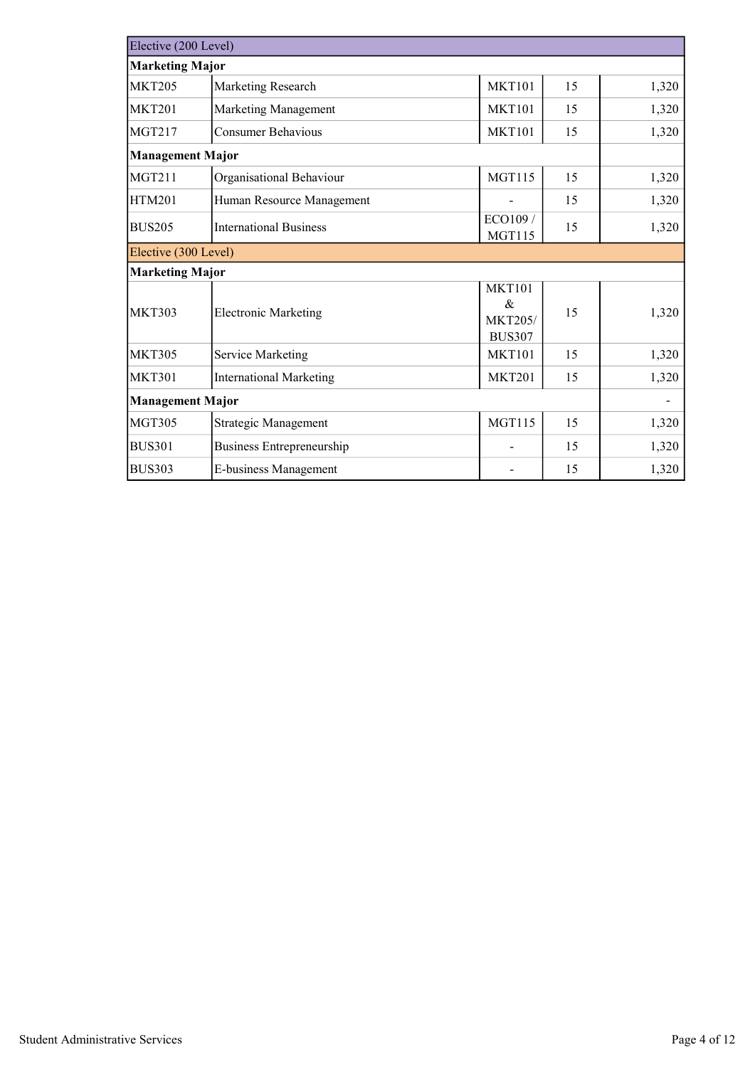| Elective (200 Level) | | | | |
|---|---|---|---|---|
| **Marketing Major** | | | | |
| MKT205 | Marketing Research | MKT101 | 15 | 1,320 |
| MKT201 | Marketing Management | MKT101 | 15 | 1,320 |
| MGT217 | Consumer Behavious | MKT101 | 15 | 1,320 |
| **Management Major** | | | | |
| MGT211 | Organisational Behaviour | MGT115 | 15 | 1,320 |
| HTM201 | Human Resource Management | - | 15 | 1,320 |
| BUS205 | International Business | ECO109 / MGT115 | 15 | 1,320 |
| Elective (300 Level) | | | | |
| **Marketing Major** | | | | |
| MKT303 | Electronic Marketing | MKT101 & MKT205/ BUS307 | 15 | 1,320 |
| MKT305 | Service Marketing | MKT101 | 15 | 1,320 |
| MKT301 | International Marketing | MKT201 | 15 | 1,320 |
| **Management Major** | | | | - |
| MGT305 | Strategic Management | MGT115 | 15 | 1,320 |
| BUS301 | Business Entrepreneurship | - | 15 | 1,320 |
| BUS303 | E-business Management | - | 15 | 1,320 |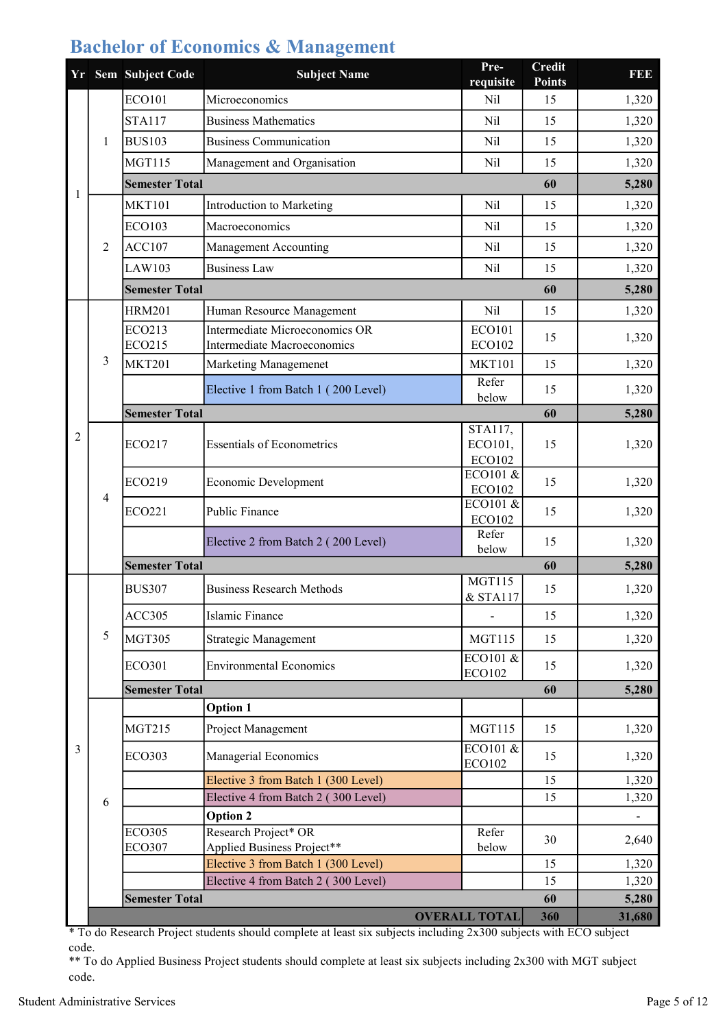## Bachelor of Economics & Management

| Yr | Sem | Subject Code | Subject Name | Pre-requisite | Credit Points | FEE |
|---|---|---|---|---|---|---|
| 1 | 1 | ECO101 | Microeconomics | Nil | 15 | 1,320 |
| | | STA117 | Business Mathematics | Nil | 15 | 1,320 |
| | | BUS103 | Business Communication | Nil | 15 | 1,320 |
| | | MGT115 | Management and Organisation | Nil | 15 | 1,320 |
| | | **Semester Total** | | | **60** | **5,280** |
| | 2 | MKT101 | Introduction to Marketing | Nil | 15 | 1,320 |
| | | ECO103 | Macroeconomics | Nil | 15 | 1,320 |
| | | ACC107 | Management Accounting | Nil | 15 | 1,320 |
| | | LAW103 | Business Law | Nil | 15 | 1,320 |
| | | **Semester Total** | | | **60** | **5,280** |
| 2 | 3 | HRM201 | Human Resource Management | Nil | 15 | 1,320 |
| | | ECO213 ECO215 | Intermediate Microeconomics OR Intermediate Macroeconomics | ECO101 ECO102 | 15 | 1,320 |
| | | MKT201 | Marketing Managemenet | MKT101 | 15 | 1,320 |
| | | | Elective 1 from Batch 1 ( 200 Level) | Refer below | 15 | 1,320 |
| | | **Semester Total** | | | **60** | **5,280** |
| | 4 | ECO217 | Essentials of Econometrics | STA117, ECO101, ECO102 | 15 | 1,320 |
| | | ECO219 | Economic Development | ECO101 & ECO102 | 15 | 1,320 |
| | | ECO221 | Public Finance | ECO101 & ECO102 | 15 | 1,320 |
| | | | Elective 2 from Batch 2 ( 200 Level) | Refer below | 15 | 1,320 |
| | | **Semester Total** | | | **60** | **5,280** |
| 3 | 5 | BUS307 | Business Research Methods | MGT115 & STA117 | 15 | 1,320 |
| | | ACC305 | Islamic Finance | - | 15 | 1,320 |
| | | MGT305 | Strategic Management | MGT115 | 15 | 1,320 |
| | | ECO301 | Environmental Economics | ECO101 & ECO102 | 15 | 1,320 |
| | | **Semester Total** | | | **60** | **5,280** |
| | 6 | | **Option 1** | | | |
| | | MGT215 | Project Management | MGT115 | 15 | 1,320 |
| | | ECO303 | Managerial Economics | ECO101 & ECO102 | 15 | 1,320 |
| | | | Elective 3 from Batch 1 (300 Level) | | 15 | 1,320 |
| | | | Elective 4 from Batch 2 ( 300 Level) | | 15 | 1,320 |
| | | | **Option 2** | | | - |
| | | ECO305 ECO307 | Research Project* OR Applied Business Project** | Refer below | 30 | 2,640 |
| | | | Elective 3 from Batch 1 (300 Level) | | 15 | 1,320 |
| | | | Elective 4 from Batch 2 ( 300 Level) | | 15 | 1,320 |
| | | **Semester Total** | | | **60** | **5,280** |
| | | | | **OVERALL TOTAL** | **360** | **31,680** |

* To do Research Project students should complete at least six subjects including 2x300 subjects with ECO subject code.

** To do Applied Business Project students should complete at least six subjects including 2x300 with MGT subject code.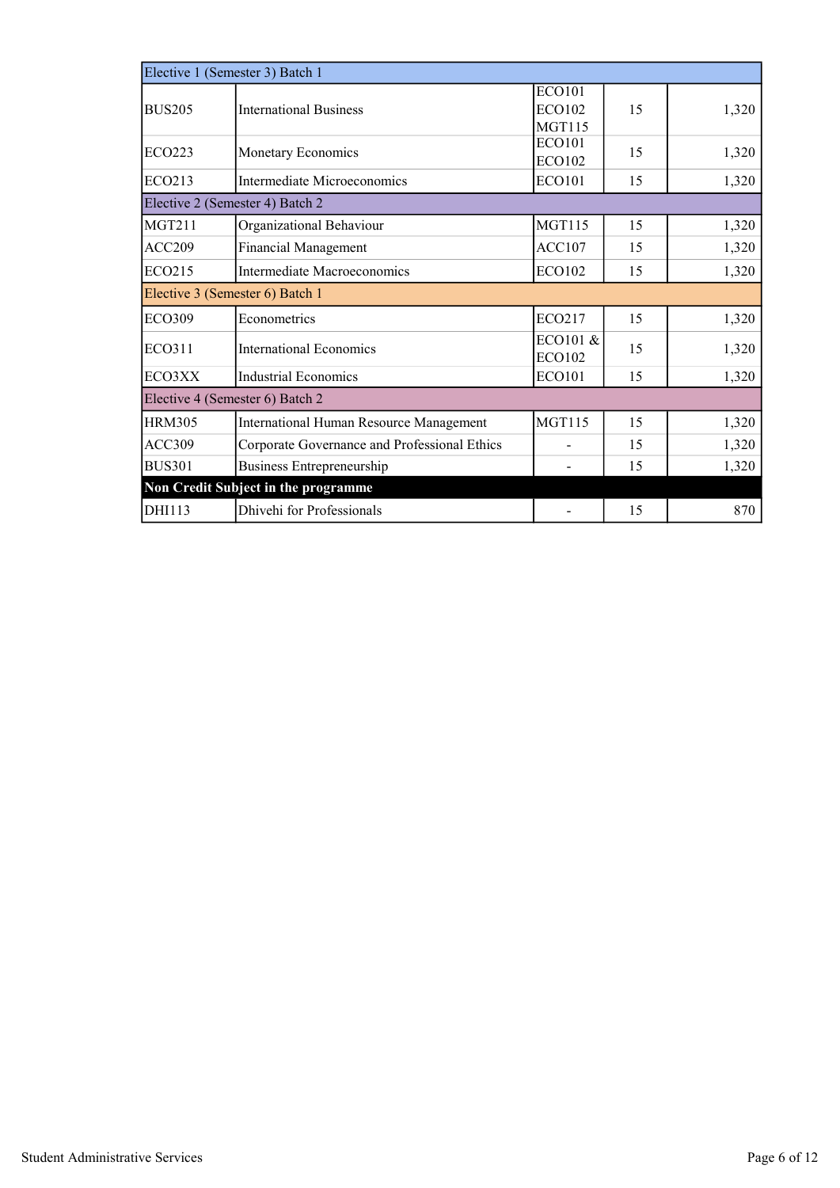| | | | | |
|---|---|---|---|---|
| Elective 1 (Semester 3) Batch 1 | | | | |
| BUS205 | International Business | ECO101 ECO102 MGT115 | 15 | 1,320 |
| ECO223 | Monetary Economics | ECO101 ECO102 | 15 | 1,320 |
| ECO213 | Intermediate Microeconomics | ECO101 | 15 | 1,320 |
| Elective 2 (Semester 4) Batch 2 | | | | |
| MGT211 | Organizational Behaviour | MGT115 | 15 | 1,320 |
| ACC209 | Financial Management | ACC107 | 15 | 1,320 |
| ECO215 | Intermediate Macroeconomics | ECO102 | 15 | 1,320 |
| Elective 3 (Semester 6) Batch 1 | | | | |
| ECO309 | Econometrics | ECO217 | 15 | 1,320 |
| ECO311 | International Economics | ECO101 & ECO102 | 15 | 1,320 |
| ECO3XX | Industrial Economics | ECO101 | 15 | 1,320 |
| Elective 4 (Semester 6) Batch 2 | | | | |
| HRM305 | International Human Resource Management | MGT115 | 15 | 1,320 |
| ACC309 | Corporate Governance and Professional Ethics | - | 15 | 1,320 |
| BUS301 | Business Entrepreneurship | - | 15 | 1,320 |
| **Non Credit Subject in the programme** | | | | |
| DHI113 | Dhivehi for Professionals | - | 15 | 870 |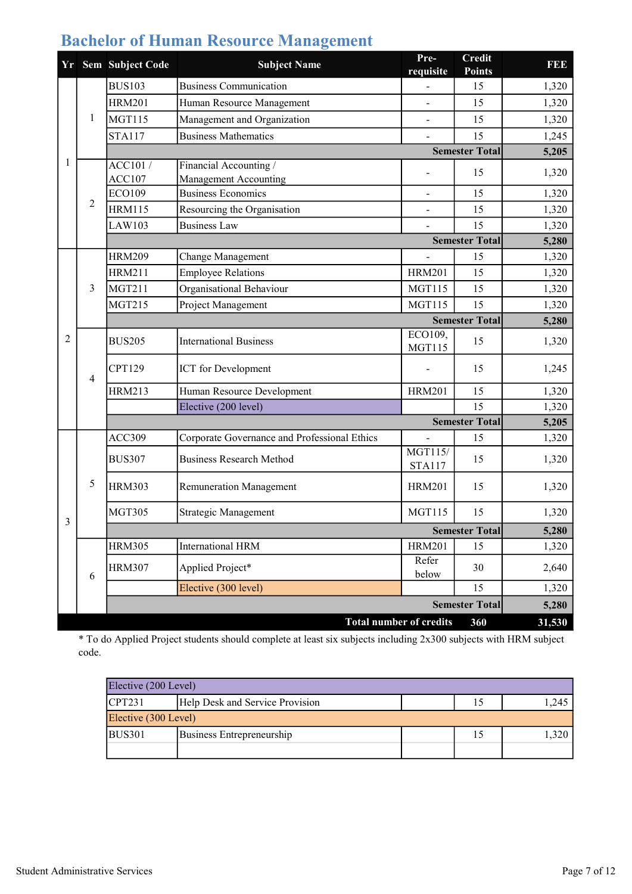# Bachelor of Human Resource Management

| Yr | Sem | Subject Code | Subject Name | Pre-requisite | Credit Points | FEE |
|---|---|---|---|---|---|---|
| 1 | 1 | BUS103 | Business Communication | - | 15 | 1,320 |
| | | HRM201 | Human Resource Management | - | 15 | 1,320 |
| | | MGT115 | Management and Organization | - | 15 | 1,320 |
| | | STA117 | Business Mathematics | - | 15 | 1,245 |
| | | | | | **Semester Total** | **5,205** |
| | 2 | ACC101 / ACC107 | Financial Accounting / Management Accounting | - | 15 | 1,320 |
| | | ECO109 | Business Economics | - | 15 | 1,320 |
| | | HRM115 | Resourcing the Organisation | - | 15 | 1,320 |
| | | LAW103 | Business Law | - | 15 | 1,320 |
| | | | | | **Semester Total** | **5,280** |
| 2 | 3 | HRM209 | Change Management | - | 15 | 1,320 |
| | | HRM211 | Employee Relations | HRM201 | 15 | 1,320 |
| | | MGT211 | Organisational Behaviour | MGT115 | 15 | 1,320 |
| | | MGT215 | Project Management | MGT115 | 15 | 1,320 |
| | | | | | **Semester Total** | **5,280** |
| | 4 | BUS205 | International Business | ECO109, MGT115 | 15 | 1,320 |
| | | CPT129 | ICT for Development | - | 15 | 1,245 |
| | | HRM213 | Human Resource Development | HRM201 | 15 | 1,320 |
| | | | Elective (200 level) | | 15 | 1,320 |
| | | | | | **Semester Total** | **5,205** |
| 3 | 5 | ACC309 | Corporate Governance and Professional Ethics | - | 15 | 1,320 |
| | | BUS307 | Business Research Method | MGT115/ STA117 | 15 | 1,320 |
| | | HRM303 | Remuneration Management | HRM201 | 15 | 1,320 |
| | | MGT305 | Strategic Management | MGT115 | 15 | 1,320 |
| | | | | | **Semester Total** | **5,280** |
| | 6 | HRM305 | International HRM | HRM201 | 15 | 1,320 |
| | | HRM307 | Applied Project* | Refer below | 30 | 2,640 |
| | | | Elective (300 level) | | 15 | 1,320 |
| | | | | | **Semester Total** | **5,280** |
| | | | | **Total number of credits** | **360** | **31,530** |

\* To do Applied Project students should complete at least six subjects including 2x300 subjects with HRM subject code.

| Elective (200 Level) | | | | |
|---|---|---|---|---|
| CPT231 | Help Desk and Service Provision | | 15 | 1,245 |
| **Elective (300 Level)** | | | | |
| BUS301 | Business Entrepreneurship | | 15 | 1,320 |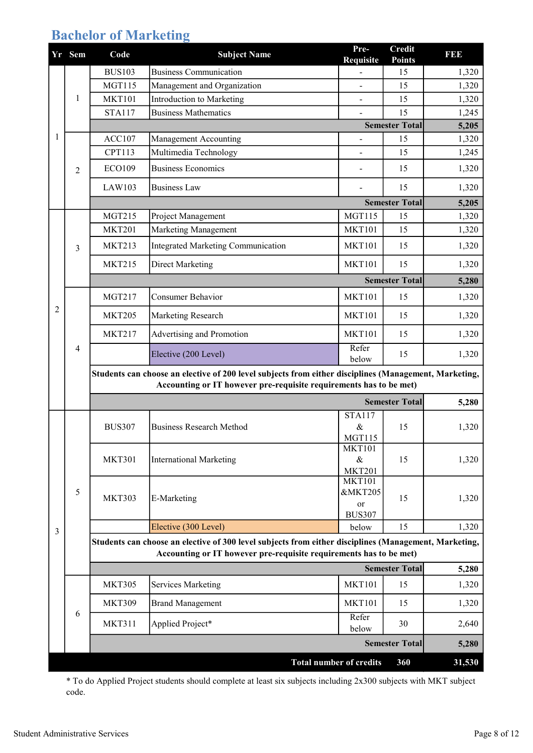## Bachelor of Marketing

| Yr | Sem | Code | Subject Name | Pre-Requisite | Credit Points | FEE |
|---|---|---|---|---|---|---|
| 1 | 1 | BUS103 | Business Communication | - | 15 | 1,320 |
| | | MGT115 | Management and Organization | - | 15 | 1,320 |
| | | MKT101 | Introduction to Marketing | - | 15 | 1,320 |
| | | STA117 | Business Mathematics | - | 15 | 1,245 |
| | | | | | **Semester Total** | **5,205** |
| | 2 | ACC107 | Management Accounting | - | 15 | 1,320 |
| | | CPT113 | Multimedia Technology | - | 15 | 1,245 |
| | | ECO109 | Business Economics | - | 15 | 1,320 |
| | | LAW103 | Business Law | - | 15 | 1,320 |
| | | | | | **Semester Total** | **5,205** |
| 2 | 3 | MGT215 | Project Management | MGT115 | 15 | 1,320 |
| | | MKT201 | Marketing Management | MKT101 | 15 | 1,320 |
| | | MKT213 | Integrated Marketing Communication | MKT101 | 15 | 1,320 |
| | | MKT215 | Direct Marketing | MKT101 | 15 | 1,320 |
| | | | | | **Semester Total** | **5,280** |
| | 4 | MGT217 | Consumer Behavior | MKT101 | 15 | 1,320 |
| | | MKT205 | Marketing Research | MKT101 | 15 | 1,320 |
| | | MKT217 | Advertising and Promotion | MKT101 | 15 | 1,320 |
| | | | Elective (200 Level) | Refer below | 15 | 1,320 |
| | | **Students can choose an elective of 200 level subjects from either disciplines (Management, Marketing, Accounting or IT however pre-requisite requirements has to be met)** | | | | |
| | | | | | **Semester Total** | **5,280** |
| 3 | 5 | BUS307 | Business Research Method | STA117 & MGT115 | 15 | 1,320 |
| | | MKT301 | International Marketing | MKT101 & MKT201 | 15 | 1,320 |
| | | MKT303 | E-Marketing | MKT101 &MKT205 or BUS307 | 15 | 1,320 |
| | | | Elective (300 Level) | below | 15 | 1,320 |
| | | **Students can choose an elective of 300 level subjects from either disciplines (Management, Marketing, Accounting or IT however pre-requisite requirements has to be met)** | | | | |
| | | | | | **Semester Total** | **5,280** |
| | 6 | MKT305 | Services Marketing | MKT101 | 15 | 1,320 |
| | | MKT309 | Brand Management | MKT101 | 15 | 1,320 |
| | | MKT311 | Applied Project* | Refer below | 30 | 2,640 |
| | | | | | **Semester Total** | **5,280** |
| | | | | **Total number of credits** | **360** | **31,530** |

* To do Applied Project students should complete at least six subjects including 2x300 subjects with MKT subject code.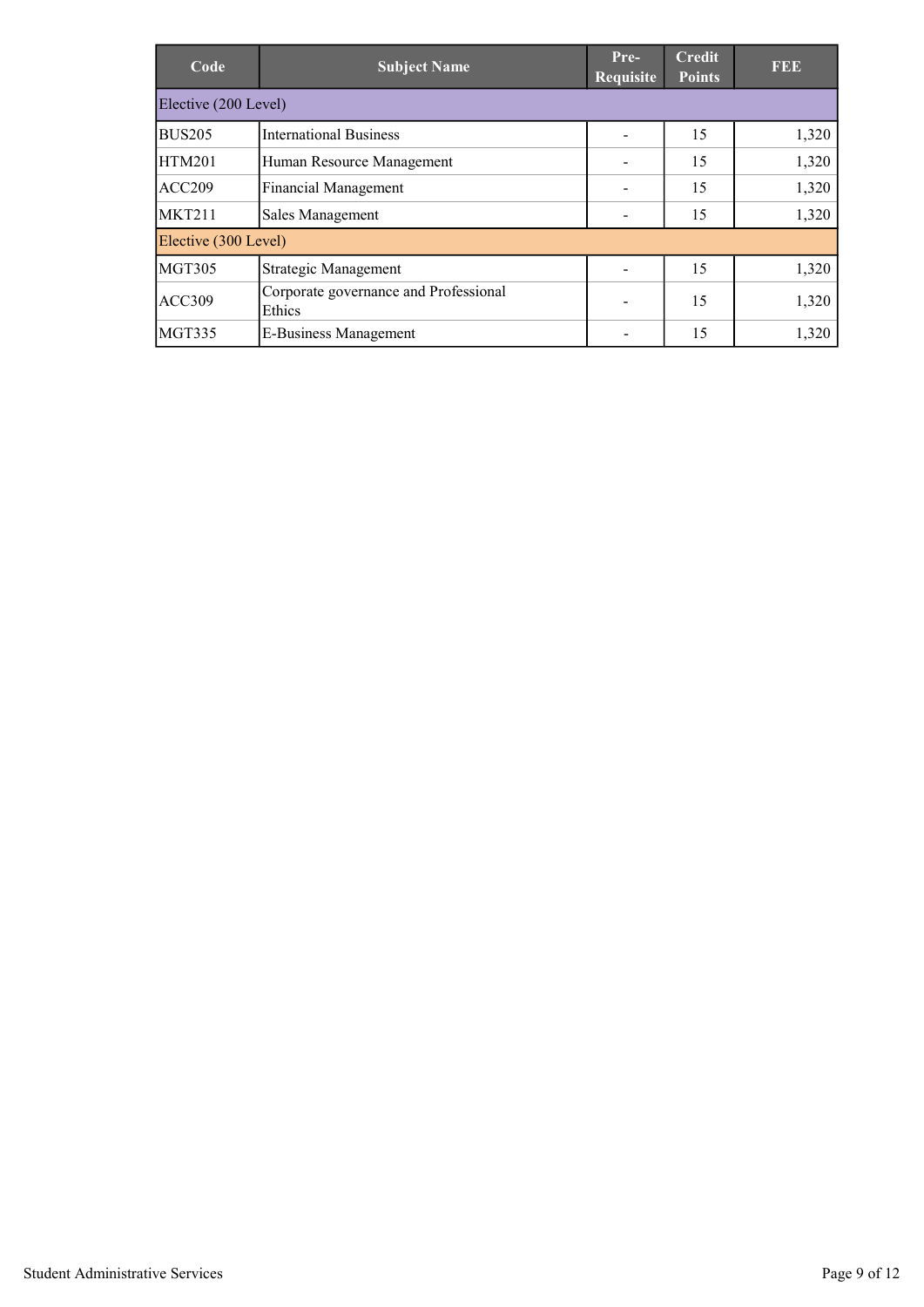| Code | Subject Name | Pre-Requisite | Credit Points | FEE |
|---|---|---|---|---|
| Elective (200 Level) | | | | |
| BUS205 | International Business | - | 15 | 1,320 |
| HTM201 | Human Resource Management | - | 15 | 1,320 |
| ACC209 | Financial Management | - | 15 | 1,320 |
| MKT211 | Sales Management | - | 15 | 1,320 |
| Elective (300 Level) | | | | |
| MGT305 | Strategic Management | - | 15 | 1,320 |
| ACC309 | Corporate governance and Professional Ethics | - | 15 | 1,320 |
| MGT335 | E-Business Management | - | 15 | 1,320 |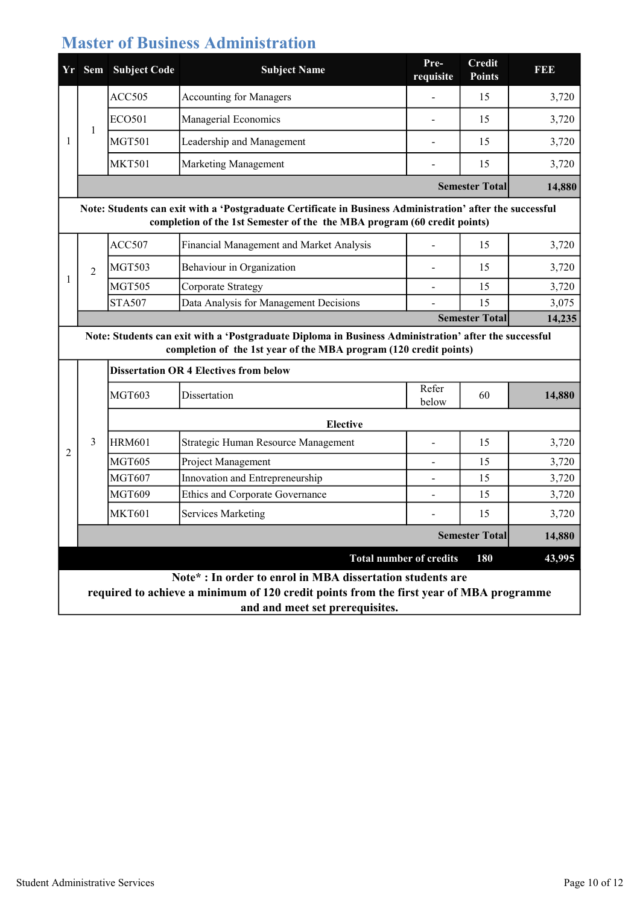# Master of Business Administration

| Yr | Sem | Subject Code | Subject Name | Pre-requisite | Credit Points | FEE |
|---|---|---|---|---|---|---|
| 1 | 1 | ACC505 | Accounting for Managers | - | 15 | 3,720 |
| | | ECO501 | Managerial Economics | - | 15 | 3,720 |
| | | MGT501 | Leadership and Management | - | 15 | 3,720 |
| | | MKT501 | Marketing Management | - | 15 | 3,720 |
| | | | | | **Semester Total** | **14,880** |
| **Note: Students can exit with a 'Postgraduate Certificate in Business Administration' after the successful completion of the 1st Semester of the the MBA program (60 credit points)** | | | | | | |
| 1 | 2 | ACC507 | Financial Management and Market Analysis | - | 15 | 3,720 |
| | | MGT503 | Behaviour in Organization | - | 15 | 3,720 |
| | | MGT505 | Corporate Strategy | - | 15 | 3,720 |
| | | STA507 | Data Analysis for Management Decisions | - | 15 | 3,075 |
| | | | | | **Semester Total** | **14,235** |
| **Note: Students can exit with a 'Postgraduate Diploma in Business Administration' after the successful completion of the 1st year of the MBA program (120 credit points)** | | | | | | |
| 2 | 3 | **Dissertation OR 4 Electives from below** | | | | |
| | | MGT603 | Dissertation | Refer below | 60 | **14,880** |
| | | | **Elective** | | | |
| | | HRM601 | Strategic Human Resource Management | - | 15 | 3,720 |
| | | MGT605 | Project Management | - | 15 | 3,720 |
| | | MGT607 | Innovation and Entrepreneurship | - | 15 | 3,720 |
| | | MGT609 | Ethics and Corporate Governance | - | 15 | 3,720 |
| | | MKT601 | Services Marketing | - | 15 | 3,720 |
| | | | | | **Semester Total** | **14,880** |
| | | | | **Total number of credits** | **180** | **43,995** |
| **Note* : In order to enrol in MBA dissertation students are required to achieve a minimum of 120 credit points from the first year of MBA programme and and meet set prerequisites.** | | | | | | |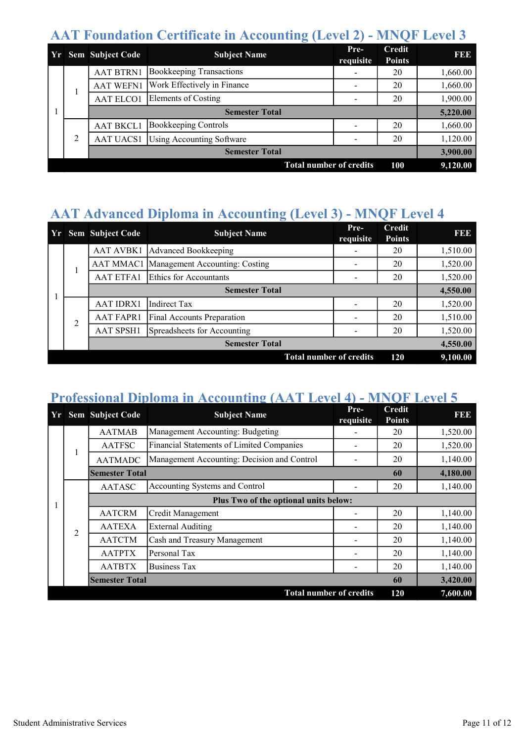## AAT Foundation Certificate in Accounting (Level 2) - MNQF Level 3

| Yr | Sem | Subject Code | Subject Name | Pre-requisite | Credit Points | FEE |
|---|---|---|---|---|---|---|
| 1 | 1 | AAT BTRN1 | Bookkeeping Transactions | - | 20 | 1,660.00 |
| | | AAT WEFN1 | Work Effectively in Finance | - | 20 | 1,660.00 |
| | | AAT ELCO1 | Elements of Costing | - | 20 | 1,900.00 |
| | | **Semester Total** | | | | **5,220.00** |
| | 2 | AAT BKCL1 | Bookkeeping Controls | - | 20 | 1,660.00 |
| | | AAT UACS1 | Using Accounting Software | - | 20 | 1,120.00 |
| | | **Semester Total** | | | | **3,900.00** |
| | | | **Total number of credits** | | **100** | **9,120.00** |

## AAT Advanced Diploma in Accounting (Level 3) - MNQF Level 4

| Yr | Sem | Subject Code | Subject Name | Pre-requisite | Credit Points | FEE |
|---|---|---|---|---|---|---|
| 1 | 1 | AAT AVBK1 | Advanced Bookkeeping | - | 20 | 1,510.00 |
| | | AAT MMAC1 | Management Accounting: Costing | - | 20 | 1,520.00 |
| | | AAT ETFA1 | Ethics for Accountants | - | 20 | 1,520.00 |
| | | **Semester Total** | | | | **4,550.00** |
| | 2 | AAT IDRX1 | Indirect Tax | - | 20 | 1,520.00 |
| | | AAT FAPR1 | Final Accounts Preparation | - | 20 | 1,510.00 |
| | | AAT SPSH1 | Spreadsheets for Accounting | - | 20 | 1,520.00 |
| | | **Semester Total** | | | | **4,550.00** |
| | | | **Total number of credits** | | **120** | **9,100.00** |

## Professional Diploma in Accounting (AAT Level 4) - MNQF Level 5

| Yr | Sem | Subject Code | Subject Name | Pre-requisite | Credit Points | FEE |
|---|---|---|---|---|---|---|
| 1 | 1 | AATMAB | Management Accounting: Budgeting | - | 20 | 1,520.00 |
| | | AATFSC | Financial Statements of Limited Companies | - | 20 | 1,520.00 |
| | | AATMADC | Management Accounting: Decision and Control | - | 20 | 1,140.00 |
| | | **Semester Total** | | | **60** | **4,180.00** |
| | 2 | AATASC | Accounting Systems and Control | - | 20 | 1,140.00 |
| | | | **Plus Two of the optional units below:** | | | |
| | | AATCRM | Credit Management | - | 20 | 1,140.00 |
| | | AATEXA | External Auditing | - | 20 | 1,140.00 |
| | | AATCTM | Cash and Treasury Management | - | 20 | 1,140.00 |
| | | AATPTX | Personal Tax | - | 20 | 1,140.00 |
| | | AATBTX | Business Tax | - | 20 | 1,140.00 |
| | | **Semester Total** | | | **60** | **3,420.00** |
| | | | **Total number of credits** | | **120** | **7,600.00** |

Student Administrative Services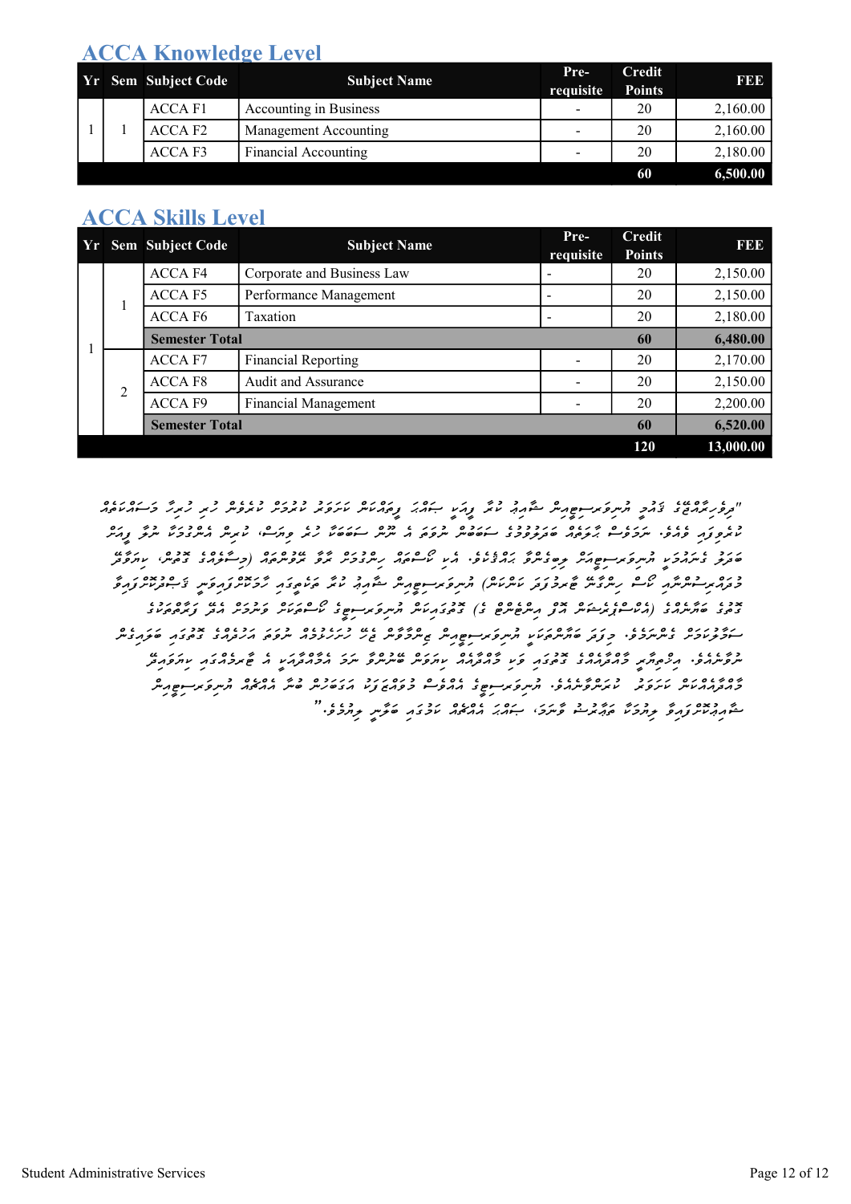## ACCA Knowledge Level

| Yr | Sem | Subject Code | Subject Name | Pre-requisite | Credit Points | FEE |
|---|---|---|---|---|---|---|
| 1 | 1 | ACCA F1 | Accounting in Business | - | 20 | 2,160.00 |
| | | ACCA F2 | Management Accounting | - | 20 | 2,160.00 |
| | | ACCA F3 | Financial Accounting | - | 20 | 2,180.00 |
| | | | | | **60** | **6,500.00** |

## ACCA Skills Level

| Yr | Sem | Subject Code | Subject Name | Pre-requisite | Credit Points | FEE |
|---|---|---|---|---|---|---|
| 1 | 1 | ACCA F4 | Corporate and Business Law | - | 20 | 2,150.00 |
| | | ACCA F5 | Performance Management | - | 20 | 2,150.00 |
| | | ACCA F6 | Taxation | - | 20 | 2,180.00 |
| | | **Semester Total** | | | **60** | **6,480.00** |
| | 2 | ACCA F7 | Financial Reporting | - | 20 | 2,170.00 |
| | | ACCA F8 | Audit and Assurance | - | 20 | 2,150.00 |
| | | ACCA F9 | Financial Management | - | 20 | 2,200.00 |
| | | **Semester Total** | | | **60** | **6,520.00** |
| | | | | | **120** | **13,000.00** |

"ދިވެހިރާއްޖޭގެ ޤައުމީ ޔުނިވަރސިޓީން ޝާއިޢު ކުރާ ފީ ޖަދުވަލު ކަނޑައަޅާފައިވަނީ ކޯހުގެ ޚަރަދު ހިސާބުކޮށް، ކޯހެއް ހިންގުމަށް ކުރެވިދާނެ ޚަރަދު. ނަމަވެސް ޕްރޮގްރާމް ބަދަލުވާ ގޮތަކަށް، ސަރުކާރުން ދެވޭ ސަބްސިޑީ ބަދަލުވުމާއި އެކު ޖަދުވަލު ބަދަލުވެދާނެ. ޙަރަދު ބަދަލުވާ ގޮތަކަށް ބަދަލު ގެނައުމުގެ ޙައްޤު ޔުނިވަރސިޓީއަށް ލިބިގެންވެއެވެ. އަދި ކޯސްތައް ހިންގުމަށް ބޭނުންވާ ފީ (ޓިއުޝަން ފީ، ފޯމް ފީ) ދިވެހިރާއްޖޭގެ ޤައުމީ ޔުނިވަރސިޓީން ޝާއިޢު ކުރާ ޤަވާޢިދުތަކާ އެއްގޮތަށް ދައްކަންވާނެއެވެ. ފީގެ ބައިތައް (އެޑްމިޝަން ފީ، ރެޖިސްޓްރޭޝަން ފީ) ޔުނިވަރސިޓީގެ ޤަވާޢިދުތަކާ އެއްގޮތަށް ނަގާ ފީ ހިމެނޭނެއެވެ. ސަރުކާރުން ދެވޭ ސަބްސިޑީ ޔުނިވަރސިޓީގެ ޕްރޮގްރާމްތަކަށް ކަނޑައަޅާ މިންވަރަށް ބަދަލުވެދާނެއެވެ. މިފަދަ ބަދަލުތަކާ ގުޅޭ މަޢުލޫމާތު ޔުނިވަރސިޓީން އިޢުލާން ކުރާނެއެވެ. ޔުނިވަރސިޓީގެ ފީ ބަދަލުކުރާނަމަ ކުރިން އެންގުމަށް ދިވެހިރާއްޖޭގެ ޤައުމީ ޔުނިވަރސިޓީން ޝާއިޢުކުރާނެއެވެ."